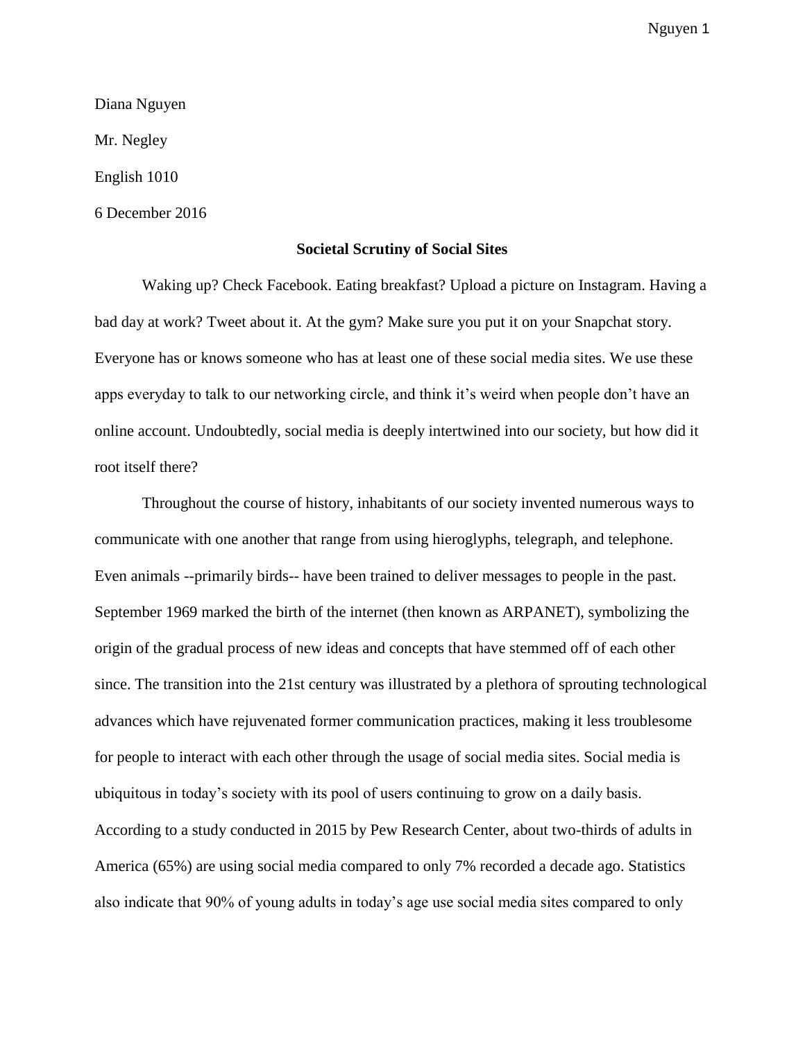Diana Nguyen

Mr. Negley

English 1010

6 December 2016

**Societal Scrutiny of Social Sites**

Waking up? Check Facebook. Eating breakfast? Upload a picture on Instagram. Having a bad day at work? Tweet about it. At the gym? Make sure you put it on your Snapchat story. Everyone has or knows someone who has at least one of these social media sites. We use these apps everyday to talk to our networking circle, and think it's weird when people don't have an online account. Undoubtedly, social media is deeply intertwined into our society, but how did it root itself there?

Throughout the course of history, inhabitants of our society invented numerous ways to communicate with one another that range from using hieroglyphs, telegraph, and telephone. Even animals --primarily birds-- have been trained to deliver messages to people in the past. September 1969 marked the birth of the internet (then known as ARPANET), symbolizing the origin of the gradual process of new ideas and concepts that have stemmed off of each other since. The transition into the 21st century was illustrated by a plethora of sprouting technological advances which have rejuvenated former communication practices, making it less troublesome for people to interact with each other through the usage of social media sites. Social media is ubiquitous in today's society with its pool of users continuing to grow on a daily basis. According to a study conducted in 2015 by Pew Research Center, about two-thirds of adults in America (65%) are using social media compared to only 7% recorded a decade ago. Statistics also indicate that 90% of young adults in today's age use social media sites compared to only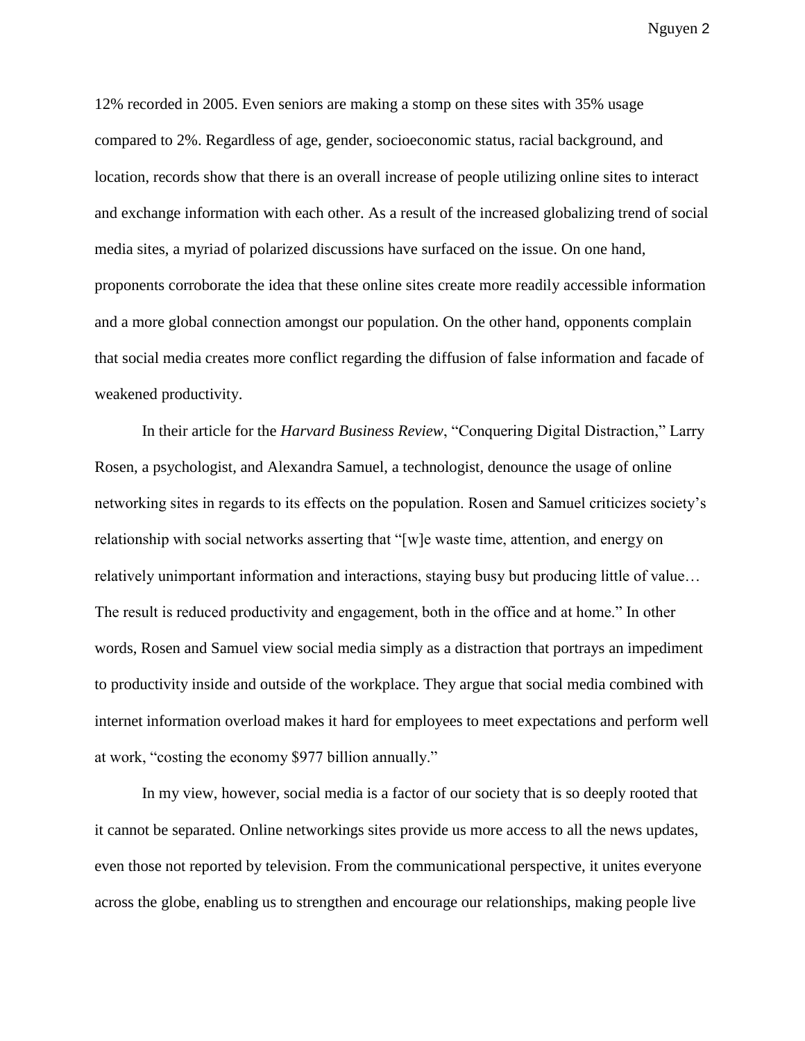12% recorded in 2005. Even seniors are making a stomp on these sites with 35% usage compared to 2%. Regardless of age, gender, socioeconomic status, racial background, and location, records show that there is an overall increase of people utilizing online sites to interact and exchange information with each other. As a result of the increased globalizing trend of social media sites, a myriad of polarized discussions have surfaced on the issue. On one hand, proponents corroborate the idea that these online sites create more readily accessible information and a more global connection amongst our population. On the other hand, opponents complain that social media creates more conflict regarding the diffusion of false information and facade of weakened productivity.

In their article for the *Harvard Business Review*, "Conquering Digital Distraction," Larry Rosen, a psychologist, and Alexandra Samuel, a technologist, denounce the usage of online networking sites in regards to its effects on the population. Rosen and Samuel criticizes society's relationship with social networks asserting that "[w]e waste time, attention, and energy on relatively unimportant information and interactions, staying busy but producing little of value… The result is reduced productivity and engagement, both in the office and at home." In other words, Rosen and Samuel view social media simply as a distraction that portrays an impediment to productivity inside and outside of the workplace. They argue that social media combined with internet information overload makes it hard for employees to meet expectations and perform well at work, "costing the economy $977 billion annually."

In my view, however, social media is a factor of our society that is so deeply rooted that it cannot be separated. Online networkings sites provide us more access to all the news updates, even those not reported by television. From the communicational perspective, it unites everyone across the globe, enabling us to strengthen and encourage our relationships, making people live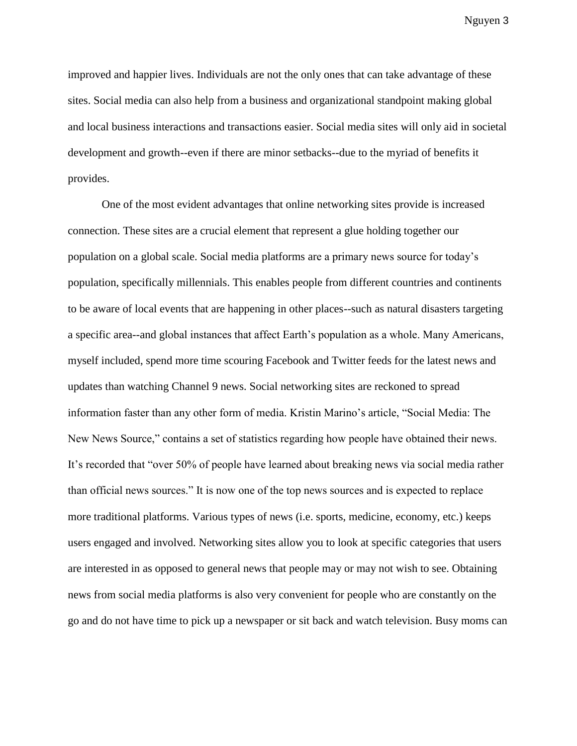improved and happier lives. Individuals are not the only ones that can take advantage of these sites. Social media can also help from a business and organizational standpoint making global and local business interactions and transactions easier. Social media sites will only aid in societal development and growth--even if there are minor setbacks--due to the myriad of benefits it provides.

One of the most evident advantages that online networking sites provide is increased connection. These sites are a crucial element that represent a glue holding together our population on a global scale. Social media platforms are a primary news source for today's population, specifically millennials. This enables people from different countries and continents to be aware of local events that are happening in other places--such as natural disasters targeting a specific area--and global instances that affect Earth's population as a whole. Many Americans, myself included, spend more time scouring Facebook and Twitter feeds for the latest news and updates than watching Channel 9 news. Social networking sites are reckoned to spread information faster than any other form of media. Kristin Marino's article, "Social Media: The New News Source," contains a set of statistics regarding how people have obtained their news. It's recorded that "over 50% of people have learned about breaking news via social media rather than official news sources." It is now one of the top news sources and is expected to replace more traditional platforms. Various types of news (i.e. sports, medicine, economy, etc.) keeps users engaged and involved. Networking sites allow you to look at specific categories that users are interested in as opposed to general news that people may or may not wish to see. Obtaining news from social media platforms is also very convenient for people who are constantly on the go and do not have time to pick up a newspaper or sit back and watch television. Busy moms can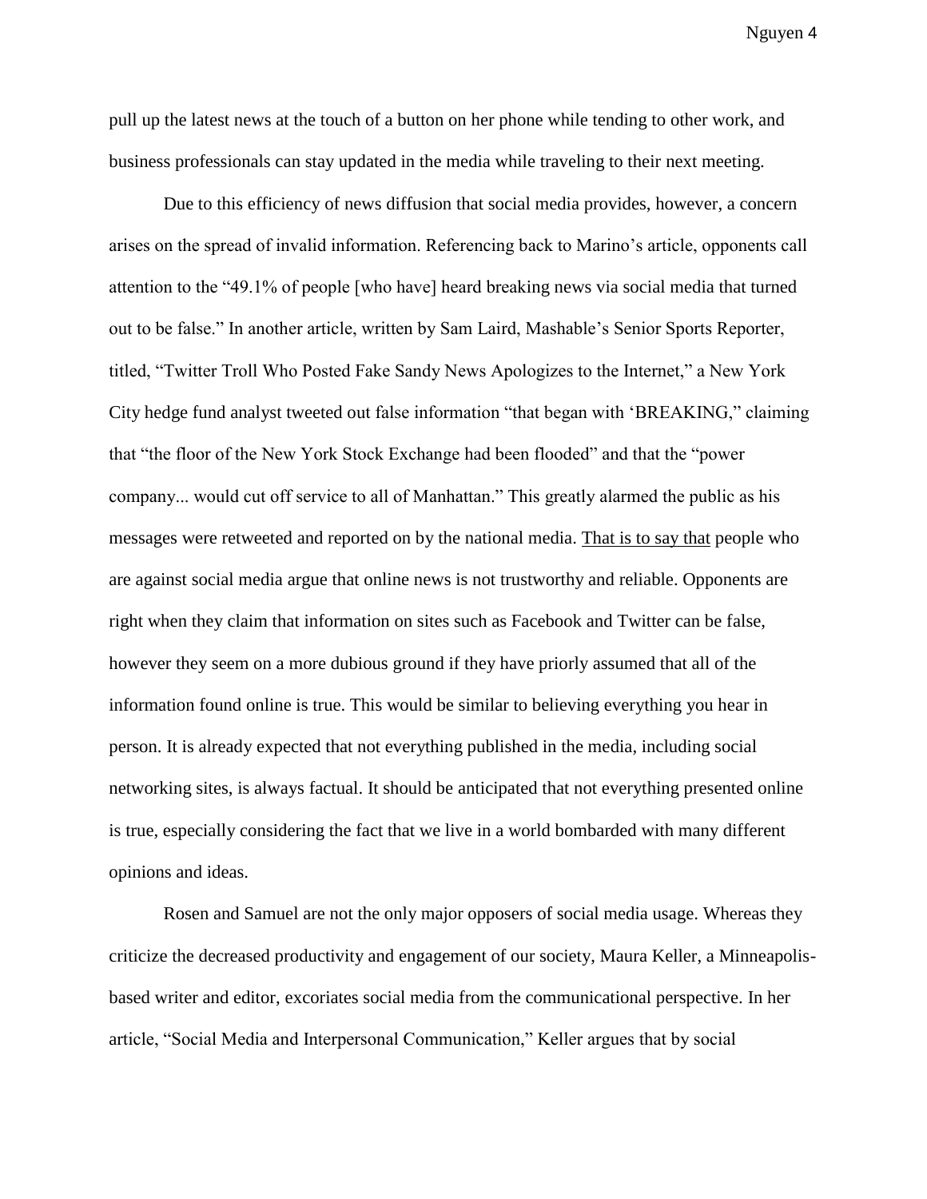pull up the latest news at the touch of a button on her phone while tending to other work, and business professionals can stay updated in the media while traveling to their next meeting.

Due to this efficiency of news diffusion that social media provides, however, a concern arises on the spread of invalid information. Referencing back to Marino's article, opponents call attention to the "49.1% of people [who have] heard breaking news via social media that turned out to be false." In another article, written by Sam Laird, Mashable's Senior Sports Reporter, titled, "Twitter Troll Who Posted Fake Sandy News Apologizes to the Internet," a New York City hedge fund analyst tweeted out false information "that began with 'BREAKING," claiming that "the floor of the New York Stock Exchange had been flooded" and that the "power company... would cut off service to all of Manhattan." This greatly alarmed the public as his messages were retweeted and reported on by the national media. <u>That is to say that</u> people who are against social media argue that online news is not trustworthy and reliable. Opponents are right when they claim that information on sites such as Facebook and Twitter can be false, however they seem on a more dubious ground if they have priorly assumed that all of the information found online is true. This would be similar to believing everything you hear in person. It is already expected that not everything published in the media, including social networking sites, is always factual. It should be anticipated that not everything presented online is true, especially considering the fact that we live in a world bombarded with many different opinions and ideas.

Rosen and Samuel are not the only major opposers of social media usage. Whereas they criticize the decreased productivity and engagement of our society, Maura Keller, a Minneapolis-based writer and editor, excoriates social media from the communicational perspective. In her article, "Social Media and Interpersonal Communication," Keller argues that by social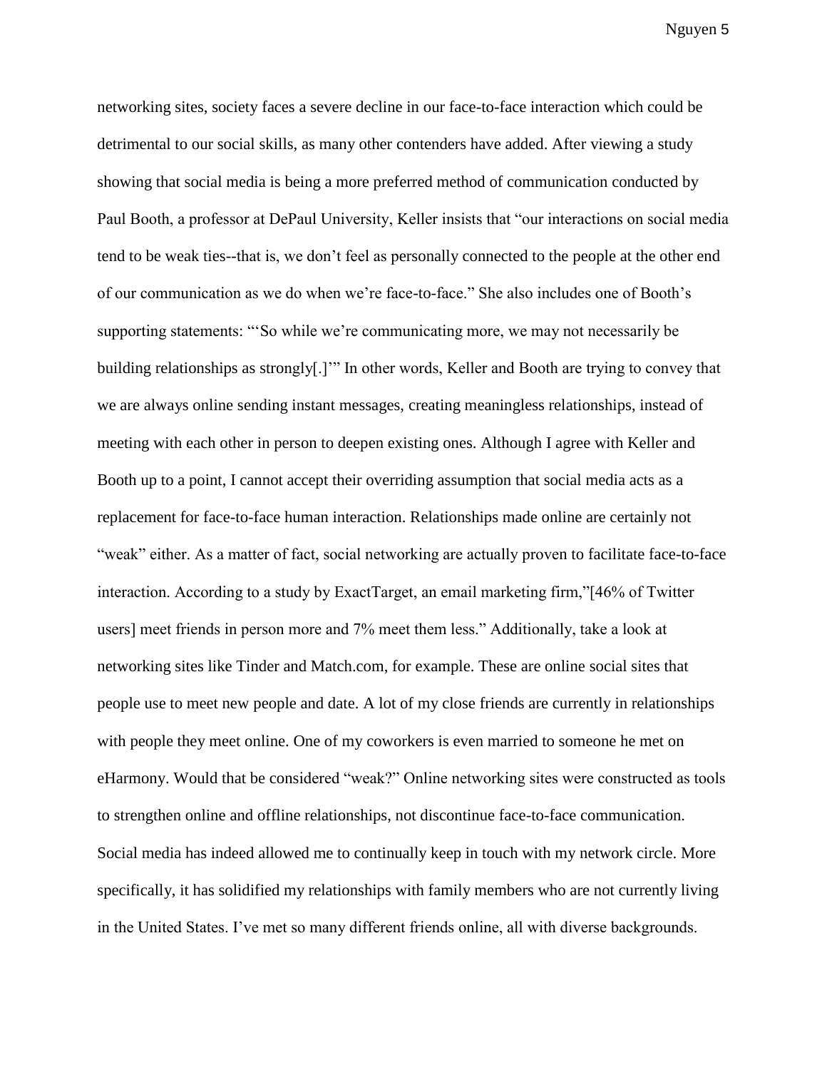networking sites, society faces a severe decline in our face-to-face interaction which could be detrimental to our social skills, as many other contenders have added. After viewing a study showing that social media is being a more preferred method of communication conducted by Paul Booth, a professor at DePaul University, Keller insists that "our interactions on social media tend to be weak ties--that is, we don't feel as personally connected to the people at the other end of our communication as we do when we're face-to-face." She also includes one of Booth's supporting statements: "'So while we're communicating more, we may not necessarily be building relationships as strongly[.]'" In other words, Keller and Booth are trying to convey that we are always online sending instant messages, creating meaningless relationships, instead of meeting with each other in person to deepen existing ones. Although I agree with Keller and Booth up to a point, I cannot accept their overriding assumption that social media acts as a replacement for face-to-face human interaction. Relationships made online are certainly not "weak" either. As a matter of fact, social networking are actually proven to facilitate face-to-face interaction. According to a study by ExactTarget, an email marketing firm,"[46% of Twitter users] meet friends in person more and 7% meet them less." Additionally, take a look at networking sites like Tinder and Match.com, for example. These are online social sites that people use to meet new people and date. A lot of my close friends are currently in relationships with people they meet online. One of my coworkers is even married to someone he met on eHarmony. Would that be considered "weak?" Online networking sites were constructed as tools to strengthen online and offline relationships, not discontinue face-to-face communication. Social media has indeed allowed me to continually keep in touch with my network circle. More specifically, it has solidified my relationships with family members who are not currently living in the United States. I've met so many different friends online, all with diverse backgrounds.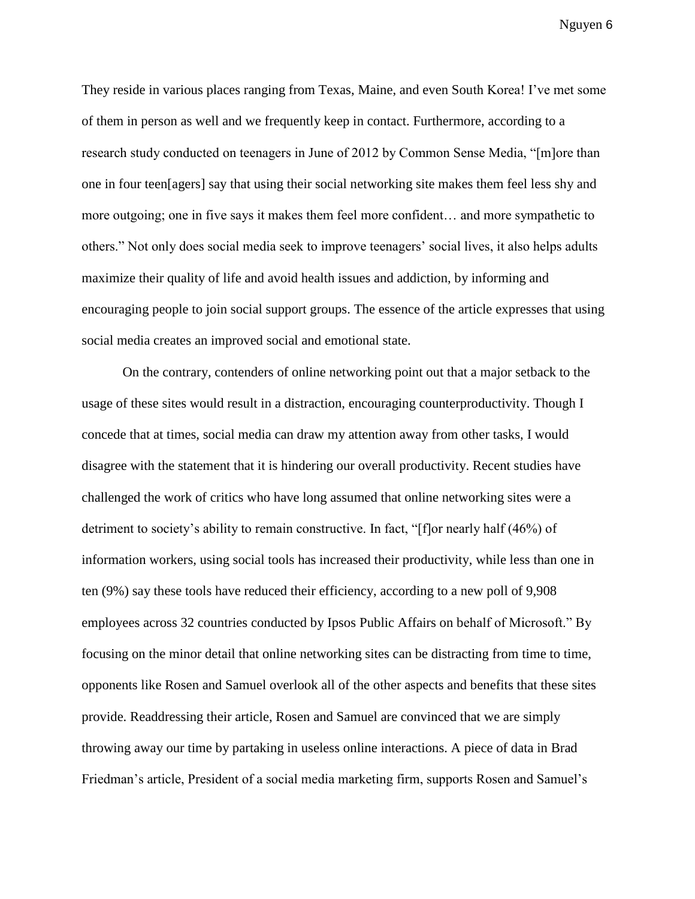They reside in various places ranging from Texas, Maine, and even South Korea! I've met some of them in person as well and we frequently keep in contact. Furthermore, according to a research study conducted on teenagers in June of 2012 by Common Sense Media, "[m]ore than one in four teen[agers] say that using their social networking site makes them feel less shy and more outgoing; one in five says it makes them feel more confident… and more sympathetic to others." Not only does social media seek to improve teenagers' social lives, it also helps adults maximize their quality of life and avoid health issues and addiction, by informing and encouraging people to join social support groups. The essence of the article expresses that using social media creates an improved social and emotional state.

On the contrary, contenders of online networking point out that a major setback to the usage of these sites would result in a distraction, encouraging counterproductivity. Though I concede that at times, social media can draw my attention away from other tasks, I would disagree with the statement that it is hindering our overall productivity. Recent studies have challenged the work of critics who have long assumed that online networking sites were a detriment to society's ability to remain constructive. In fact, "[f]or nearly half (46%) of information workers, using social tools has increased their productivity, while less than one in ten (9%) say these tools have reduced their efficiency, according to a new poll of 9,908 employees across 32 countries conducted by Ipsos Public Affairs on behalf of Microsoft." By focusing on the minor detail that online networking sites can be distracting from time to time, opponents like Rosen and Samuel overlook all of the other aspects and benefits that these sites provide. Readdressing their article, Rosen and Samuel are convinced that we are simply throwing away our time by partaking in useless online interactions. A piece of data in Brad Friedman's article, President of a social media marketing firm, supports Rosen and Samuel's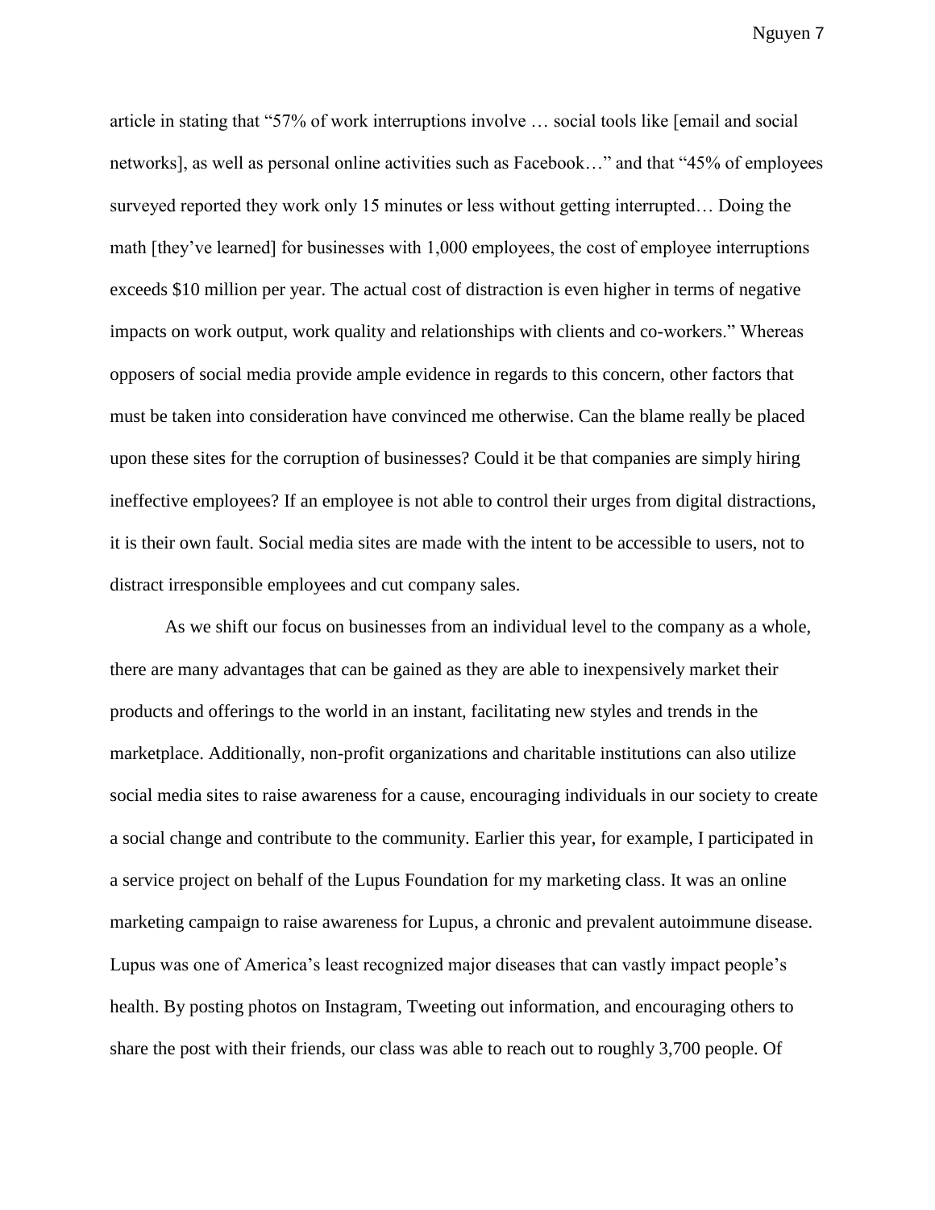article in stating that "57% of work interruptions involve … social tools like [email and social networks], as well as personal online activities such as Facebook…" and that "45% of employees surveyed reported they work only 15 minutes or less without getting interrupted… Doing the math [they've learned] for businesses with 1,000 employees, the cost of employee interruptions exceeds $10 million per year. The actual cost of distraction is even higher in terms of negative impacts on work output, work quality and relationships with clients and co-workers." Whereas opposers of social media provide ample evidence in regards to this concern, other factors that must be taken into consideration have convinced me otherwise. Can the blame really be placed upon these sites for the corruption of businesses? Could it be that companies are simply hiring ineffective employees? If an employee is not able to control their urges from digital distractions, it is their own fault. Social media sites are made with the intent to be accessible to users, not to distract irresponsible employees and cut company sales.

As we shift our focus on businesses from an individual level to the company as a whole, there are many advantages that can be gained as they are able to inexpensively market their products and offerings to the world in an instant, facilitating new styles and trends in the marketplace. Additionally, non-profit organizations and charitable institutions can also utilize social media sites to raise awareness for a cause, encouraging individuals in our society to create a social change and contribute to the community. Earlier this year, for example, I participated in a service project on behalf of the Lupus Foundation for my marketing class. It was an online marketing campaign to raise awareness for Lupus, a chronic and prevalent autoimmune disease. Lupus was one of America's least recognized major diseases that can vastly impact people's health. By posting photos on Instagram, Tweeting out information, and encouraging others to share the post with their friends, our class was able to reach out to roughly 3,700 people. Of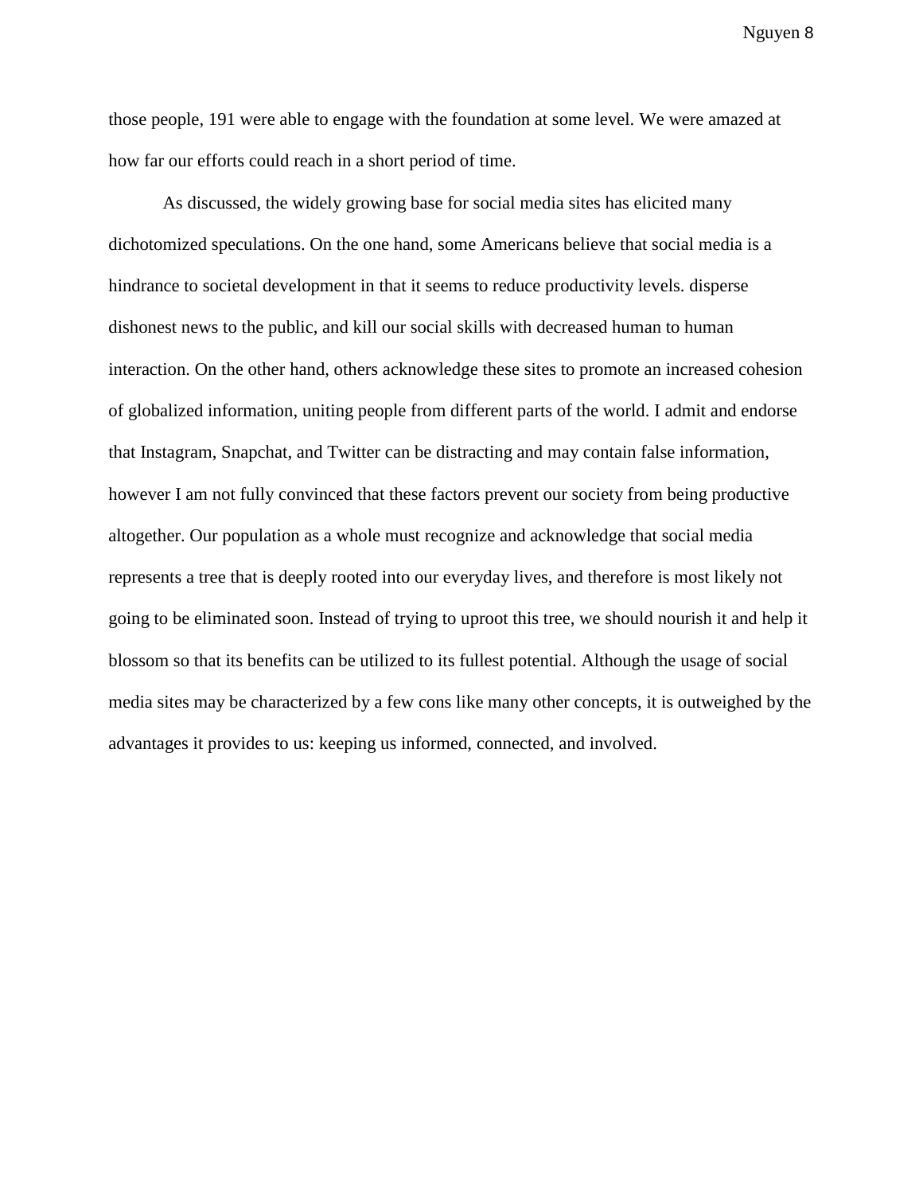those people, 191 were able to engage with the foundation at some level. We were amazed at how far our efforts could reach in a short period of time.

As discussed, the widely growing base for social media sites has elicited many dichotomized speculations. On the one hand, some Americans believe that social media is a hindrance to societal development in that it seems to reduce productivity levels. disperse dishonest news to the public, and kill our social skills with decreased human to human interaction. On the other hand, others acknowledge these sites to promote an increased cohesion of globalized information, uniting people from different parts of the world. I admit and endorse that Instagram, Snapchat, and Twitter can be distracting and may contain false information, however I am not fully convinced that these factors prevent our society from being productive altogether. Our population as a whole must recognize and acknowledge that social media represents a tree that is deeply rooted into our everyday lives, and therefore is most likely not going to be eliminated soon. Instead of trying to uproot this tree, we should nourish it and help it blossom so that its benefits can be utilized to its fullest potential. Although the usage of social media sites may be characterized by a few cons like many other concepts, it is outweighed by the advantages it provides to us: keeping us informed, connected, and involved.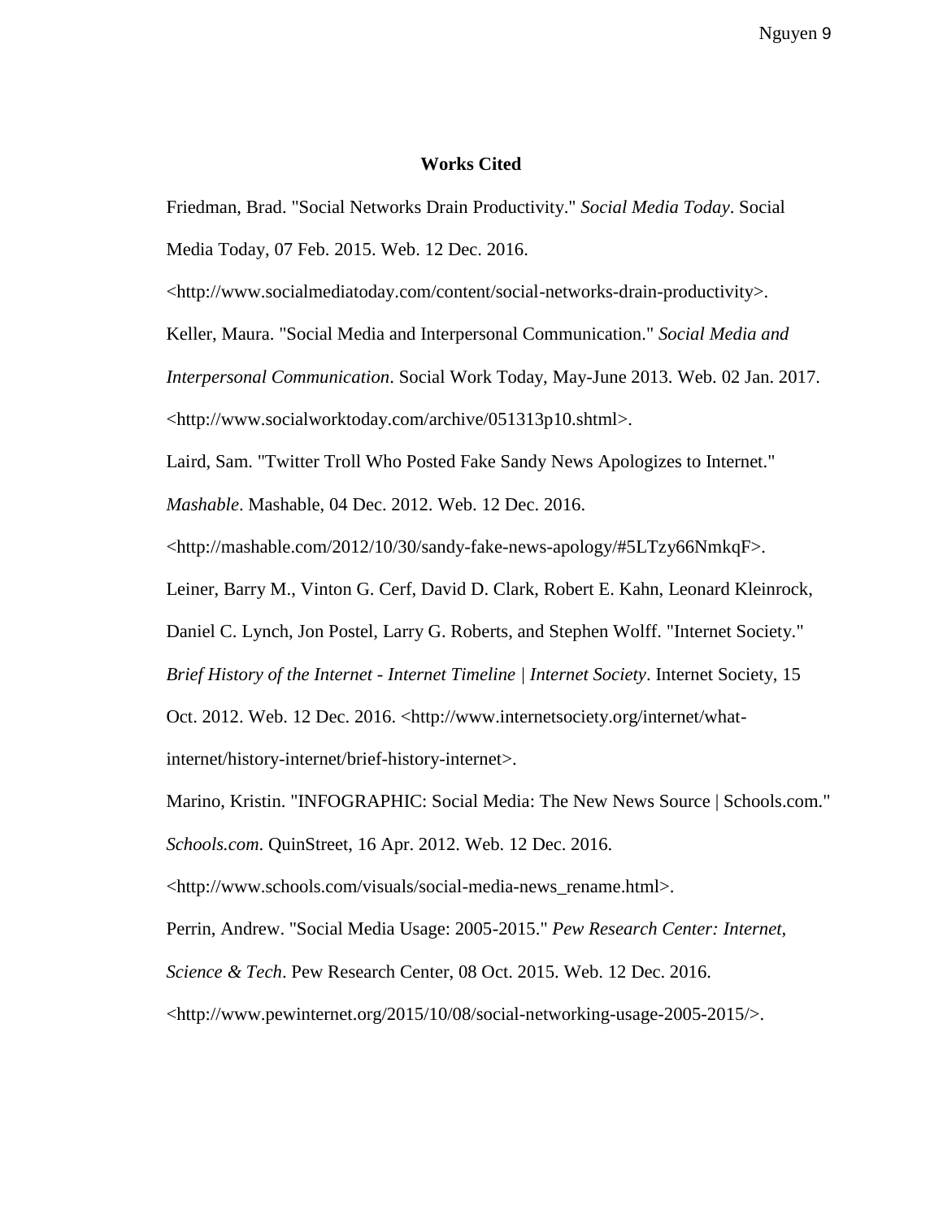# Works Cited

Friedman, Brad. "Social Networks Drain Productivity." *Social Media Today*. Social Media Today, 07 Feb. 2015. Web. 12 Dec. 2016. <http://www.socialmediatoday.com/content/social-networks-drain-productivity>.

Keller, Maura. "Social Media and Interpersonal Communication." *Social Media and Interpersonal Communication*. Social Work Today, May-June 2013. Web. 02 Jan. 2017. <http://www.socialworktoday.com/archive/051313p10.shtml>.

Laird, Sam. "Twitter Troll Who Posted Fake Sandy News Apologizes to Internet." *Mashable*. Mashable, 04 Dec. 2012. Web. 12 Dec. 2016. <http://mashable.com/2012/10/30/sandy-fake-news-apology/#5LTzy66NmkqF>.

Leiner, Barry M., Vinton G. Cerf, David D. Clark, Robert E. Kahn, Leonard Kleinrock, Daniel C. Lynch, Jon Postel, Larry G. Roberts, and Stephen Wolff. "Internet Society." *Brief History of the Internet - Internet Timeline | Internet Society*. Internet Society, 15 Oct. 2012. Web. 12 Dec. 2016. <http://www.internetsociety.org/internet/what-internet/history-internet/brief-history-internet>.

Marino, Kristin. "INFOGRAPHIC: Social Media: The New News Source | Schools.com." *Schools.com*. QuinStreet, 16 Apr. 2012. Web. 12 Dec. 2016. <http://www.schools.com/visuals/social-media-news_rename.html>.

Perrin, Andrew. "Social Media Usage: 2005-2015." *Pew Research Center: Internet, Science & Tech*. Pew Research Center, 08 Oct. 2015. Web. 12 Dec. 2016. <http://www.pewinternet.org/2015/10/08/social-networking-usage-2005-2015/>.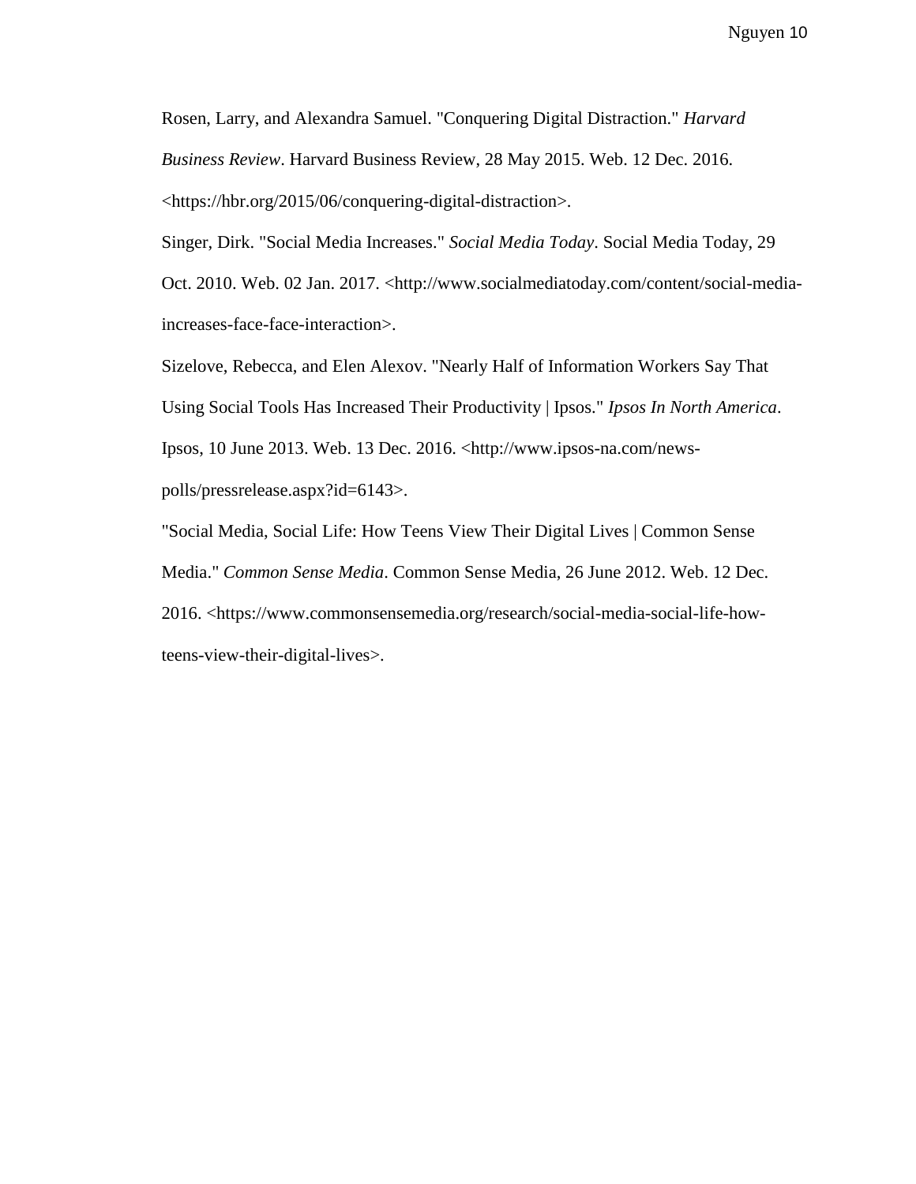Rosen, Larry, and Alexandra Samuel. "Conquering Digital Distraction." *Harvard Business Review*. Harvard Business Review, 28 May 2015. Web. 12 Dec. 2016. <https://hbr.org/2015/06/conquering-digital-distraction>.

Singer, Dirk. "Social Media Increases." *Social Media Today*. Social Media Today, 29 Oct. 2010. Web. 02 Jan. 2017. <http://www.socialmediatoday.com/content/social-media-increases-face-face-interaction>.

Sizelove, Rebecca, and Elen Alexov. "Nearly Half of Information Workers Say That Using Social Tools Has Increased Their Productivity | Ipsos." *Ipsos In North America*. Ipsos, 10 June 2013. Web. 13 Dec. 2016. <http://www.ipsos-na.com/news-polls/pressrelease.aspx?id=6143>.

"Social Media, Social Life: How Teens View Their Digital Lives | Common Sense Media." *Common Sense Media*. Common Sense Media, 26 June 2012. Web. 12 Dec. 2016. <https://www.commonsensemedia.org/research/social-media-social-life-how-teens-view-their-digital-lives>.